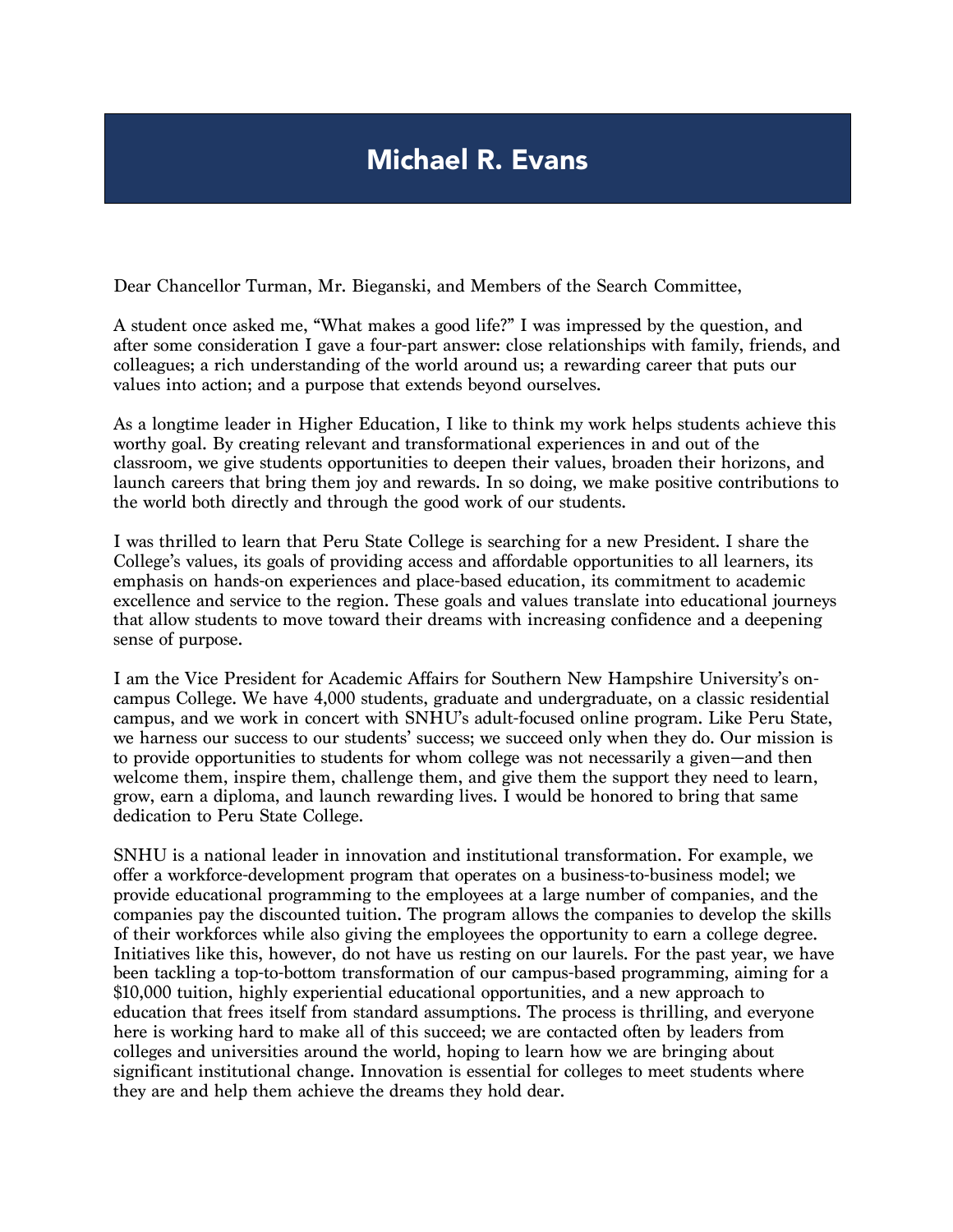# Michael R. Evans

Dear Chancellor Turman, Mr. Bieganski, and Members of the Search Committee,

A student once asked me, "What makes a good life?" I was impressed by the question, and after some consideration I gave a four-part answer: close relationships with family, friends, and colleagues; a rich understanding of the world around us; a rewarding career that puts our values into action; and a purpose that extends beyond ourselves.

As a longtime leader in Higher Education, I like to think my work helps students achieve this worthy goal. By creating relevant and transformational experiences in and out of the classroom, we give students opportunities to deepen their values, broaden their horizons, and launch careers that bring them joy and rewards. In so doing, we make positive contributions to the world both directly and through the good work of our students.

I was thrilled to learn that Peru State College is searching for a new President. I share the College's values, its goals of providing access and affordable opportunities to all learners, its emphasis on hands-on experiences and place-based education, its commitment to academic excellence and service to the region. These goals and values translate into educational journeys that allow students to move toward their dreams with increasing confidence and a deepening sense of purpose.

I am the Vice President for Academic Affairs for Southern New Hampshire University's on-campus College. We have 4,000 students, graduate and undergraduate, on a classic residential campus, and we work in concert with SNHU's adult-focused online program. Like Peru State, we harness our success to our students' success; we succeed only when they do. Our mission is to provide opportunities to students for whom college was not necessarily a given—and then welcome them, inspire them, challenge them, and give them the support they need to learn, grow, earn a diploma, and launch rewarding lives. I would be honored to bring that same dedication to Peru State College.

SNHU is a national leader in innovation and institutional transformation. For example, we offer a workforce-development program that operates on a business-to-business model; we provide educational programming to the employees at a large number of companies, and the companies pay the discounted tuition. The program allows the companies to develop the skills of their workforces while also giving the employees the opportunity to earn a college degree. Initiatives like this, however, do not have us resting on our laurels. For the past year, we have been tackling a top-to-bottom transformation of our campus-based programming, aiming for a $10,000 tuition, highly experiential educational opportunities, and a new approach to education that frees itself from standard assumptions. The process is thrilling, and everyone here is working hard to make all of this succeed; we are contacted often by leaders from colleges and universities around the world, hoping to learn how we are bringing about significant institutional change. Innovation is essential for colleges to meet students where they are and help them achieve the dreams they hold dear.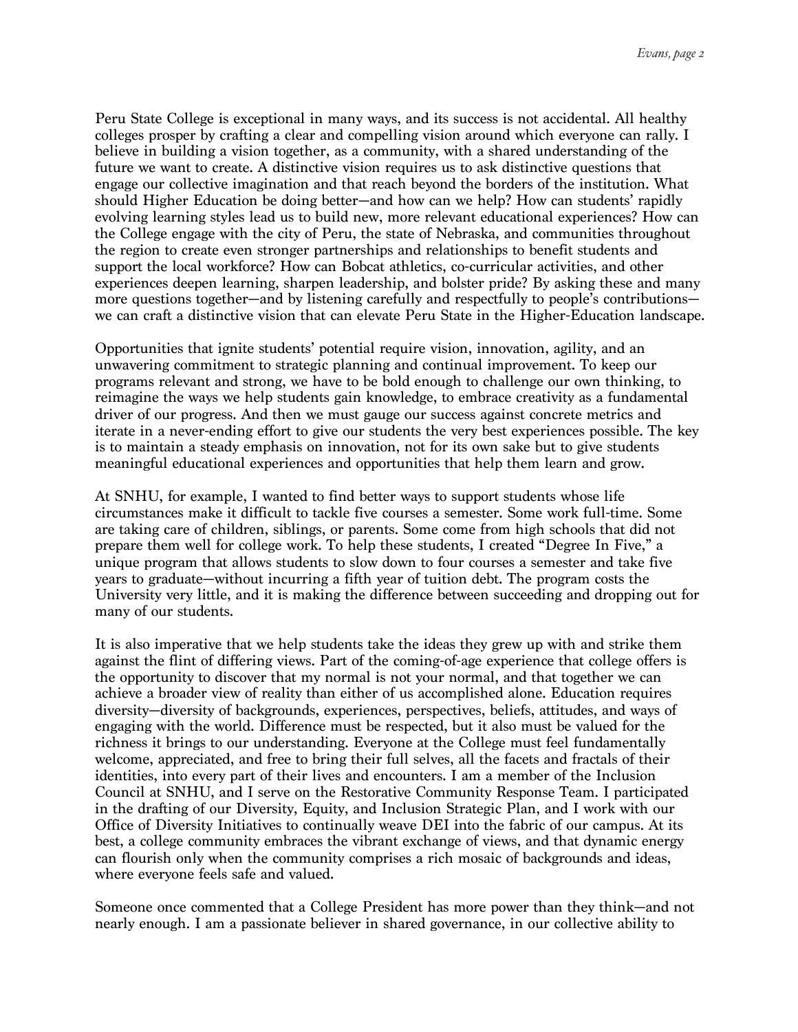Peru State College is exceptional in many ways, and its success is not accidental. All healthy colleges prosper by crafting a clear and compelling vision around which everyone can rally. I believe in building a vision together, as a community, with a shared understanding of the future we want to create. A distinctive vision requires us to ask distinctive questions that engage our collective imagination and that reach beyond the borders of the institution. What should Higher Education be doing better—and how can we help? How can students' rapidly evolving learning styles lead us to build new, more relevant educational experiences? How can the College engage with the city of Peru, the state of Nebraska, and communities throughout the region to create even stronger partnerships and relationships to benefit students and support the local workforce? How can Bobcat athletics, co-curricular activities, and other experiences deepen learning, sharpen leadership, and bolster pride? By asking these and many more questions together—and by listening carefully and respectfully to people's contributions—we can craft a distinctive vision that can elevate Peru State in the Higher-Education landscape.

Opportunities that ignite students' potential require vision, innovation, agility, and an unwavering commitment to strategic planning and continual improvement. To keep our programs relevant and strong, we have to be bold enough to challenge our own thinking, to reimagine the ways we help students gain knowledge, to embrace creativity as a fundamental driver of our progress. And then we must gauge our success against concrete metrics and iterate in a never-ending effort to give our students the very best experiences possible. The key is to maintain a steady emphasis on innovation, not for its own sake but to give students meaningful educational experiences and opportunities that help them learn and grow.

At SNHU, for example, I wanted to find better ways to support students whose life circumstances make it difficult to tackle five courses a semester. Some work full-time. Some are taking care of children, siblings, or parents. Some come from high schools that did not prepare them well for college work. To help these students, I created "Degree In Five," a unique program that allows students to slow down to four courses a semester and take five years to graduate—without incurring a fifth year of tuition debt. The program costs the University very little, and it is making the difference between succeeding and dropping out for many of our students.

It is also imperative that we help students take the ideas they grew up with and strike them against the flint of differing views. Part of the coming-of-age experience that college offers is the opportunity to discover that my normal is not your normal, and that together we can achieve a broader view of reality than either of us accomplished alone. Education requires diversity—diversity of backgrounds, experiences, perspectives, beliefs, attitudes, and ways of engaging with the world. Difference must be respected, but it also must be valued for the richness it brings to our understanding. Everyone at the College must feel fundamentally welcome, appreciated, and free to bring their full selves, all the facets and fractals of their identities, into every part of their lives and encounters. I am a member of the Inclusion Council at SNHU, and I serve on the Restorative Community Response Team. I participated in the drafting of our Diversity, Equity, and Inclusion Strategic Plan, and I work with our Office of Diversity Initiatives to continually weave DEI into the fabric of our campus. At its best, a college community embraces the vibrant exchange of views, and that dynamic energy can flourish only when the community comprises a rich mosaic of backgrounds and ideas, where everyone feels safe and valued.

Someone once commented that a College President has more power than they think—and not nearly enough. I am a passionate believer in shared governance, in our collective ability to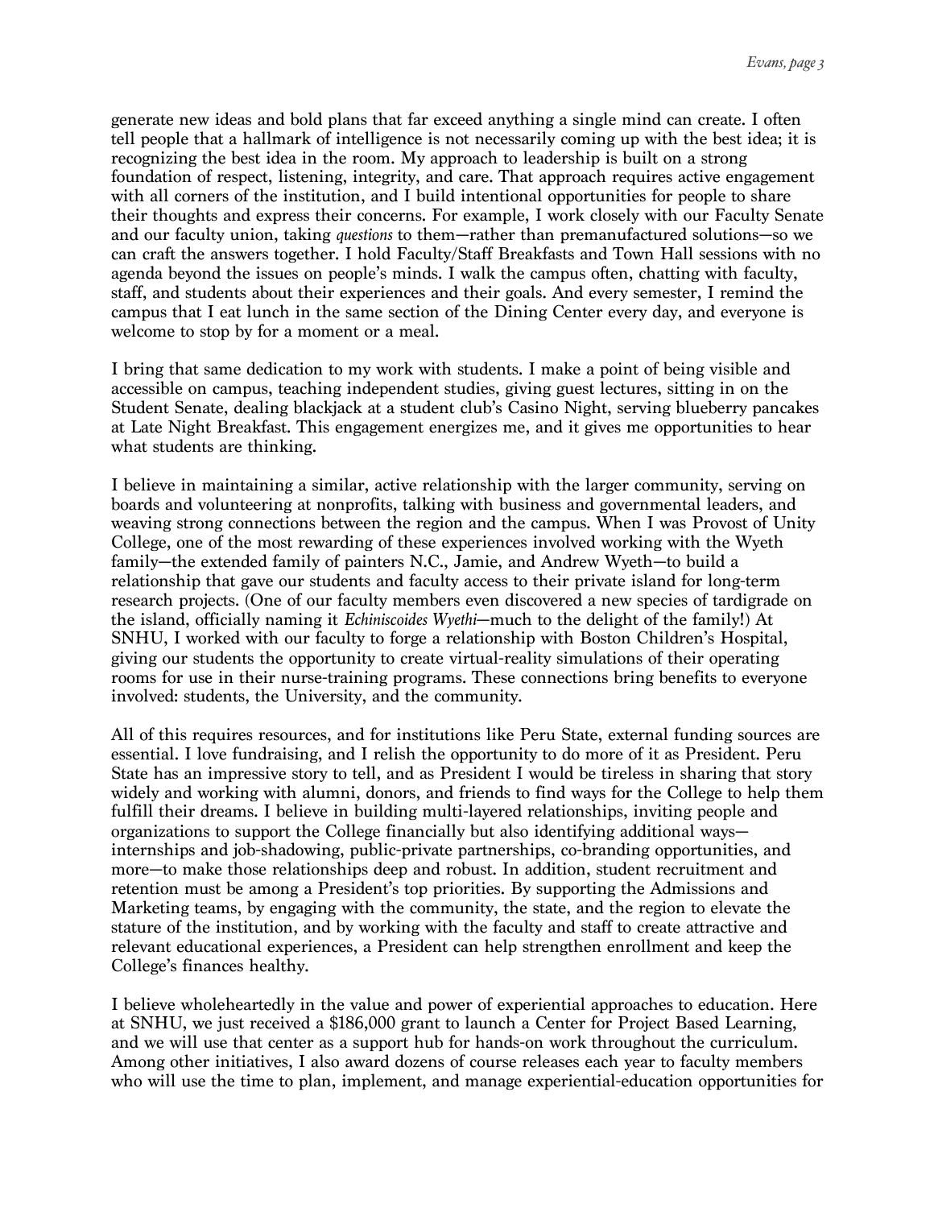generate new ideas and bold plans that far exceed anything a single mind can create. I often tell people that a hallmark of intelligence is not necessarily coming up with the best idea; it is recognizing the best idea in the room. My approach to leadership is built on a strong foundation of respect, listening, integrity, and care. That approach requires active engagement with all corners of the institution, and I build intentional opportunities for people to share their thoughts and express their concerns. For example, I work closely with our Faculty Senate and our faculty union, taking *questions* to them—rather than premanufactured solutions—so we can craft the answers together. I hold Faculty/Staff Breakfasts and Town Hall sessions with no agenda beyond the issues on people's minds. I walk the campus often, chatting with faculty, staff, and students about their experiences and their goals. And every semester, I remind the campus that I eat lunch in the same section of the Dining Center every day, and everyone is welcome to stop by for a moment or a meal.

I bring that same dedication to my work with students. I make a point of being visible and accessible on campus, teaching independent studies, giving guest lectures, sitting in on the Student Senate, dealing blackjack at a student club's Casino Night, serving blueberry pancakes at Late Night Breakfast. This engagement energizes me, and it gives me opportunities to hear what students are thinking.

I believe in maintaining a similar, active relationship with the larger community, serving on boards and volunteering at nonprofits, talking with business and governmental leaders, and weaving strong connections between the region and the campus. When I was Provost of Unity College, one of the most rewarding of these experiences involved working with the Wyeth family—the extended family of painters N.C., Jamie, and Andrew Wyeth—to build a relationship that gave our students and faculty access to their private island for long-term research projects. (One of our faculty members even discovered a new species of tardigrade on the island, officially naming it *Echiniscoides Wyethi*—much to the delight of the family!) At SNHU, I worked with our faculty to forge a relationship with Boston Children's Hospital, giving our students the opportunity to create virtual-reality simulations of their operating rooms for use in their nurse-training programs. These connections bring benefits to everyone involved: students, the University, and the community.

All of this requires resources, and for institutions like Peru State, external funding sources are essential. I love fundraising, and I relish the opportunity to do more of it as President. Peru State has an impressive story to tell, and as President I would be tireless in sharing that story widely and working with alumni, donors, and friends to find ways for the College to help them fulfill their dreams. I believe in building multi-layered relationships, inviting people and organizations to support the College financially but also identifying additional ways—internships and job-shadowing, public-private partnerships, co-branding opportunities, and more—to make those relationships deep and robust. In addition, student recruitment and retention must be among a President's top priorities. By supporting the Admissions and Marketing teams, by engaging with the community, the state, and the region to elevate the stature of the institution, and by working with the faculty and staff to create attractive and relevant educational experiences, a President can help strengthen enrollment and keep the College's finances healthy.

I believe wholeheartedly in the value and power of experiential approaches to education. Here at SNHU, we just received a $186,000 grant to launch a Center for Project Based Learning, and we will use that center as a support hub for hands-on work throughout the curriculum. Among other initiatives, I also award dozens of course releases each year to faculty members who will use the time to plan, implement, and manage experiential-education opportunities for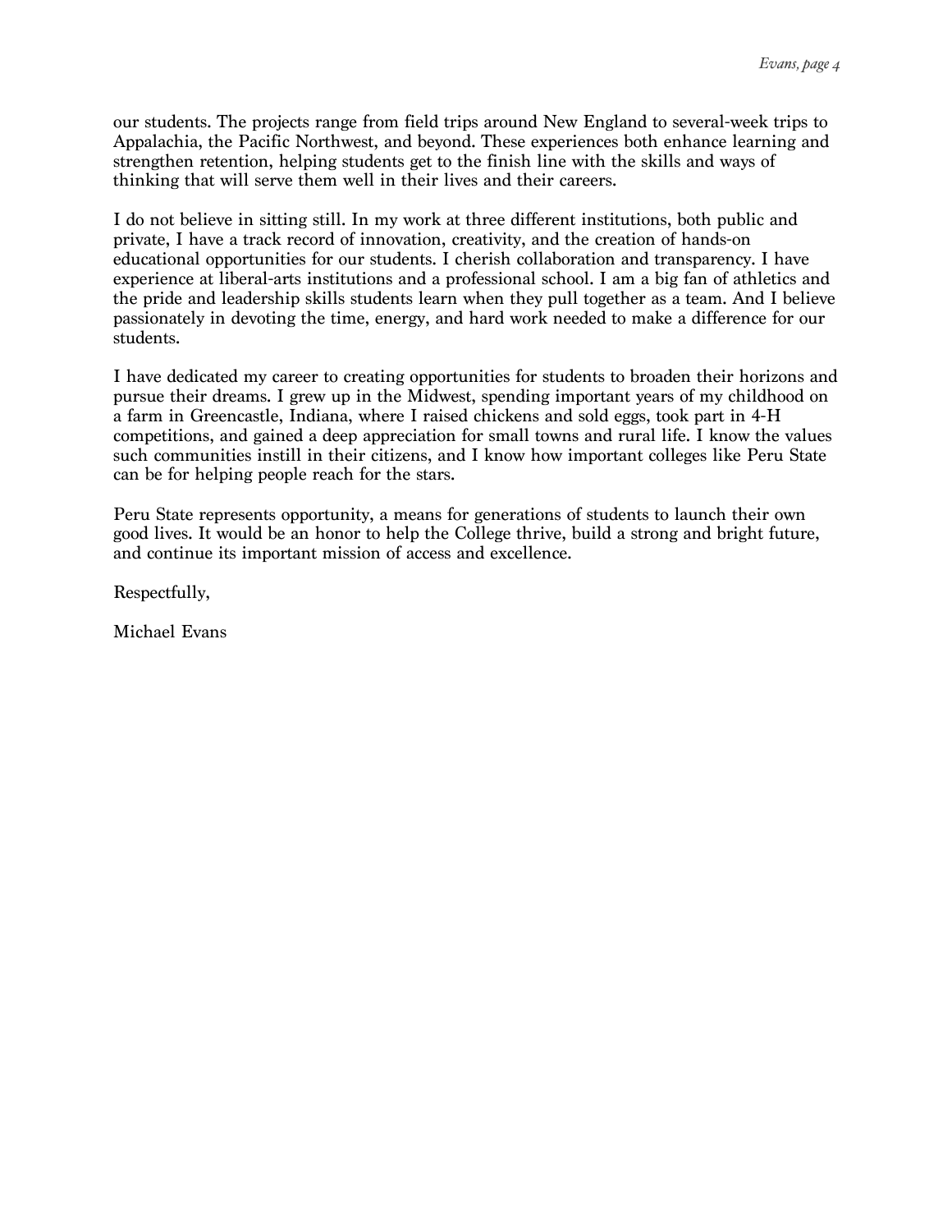our students. The projects range from field trips around New England to several-week trips to Appalachia, the Pacific Northwest, and beyond. These experiences both enhance learning and strengthen retention, helping students get to the finish line with the skills and ways of thinking that will serve them well in their lives and their careers.

I do not believe in sitting still. In my work at three different institutions, both public and private, I have a track record of innovation, creativity, and the creation of hands-on educational opportunities for our students. I cherish collaboration and transparency. I have experience at liberal-arts institutions and a professional school. I am a big fan of athletics and the pride and leadership skills students learn when they pull together as a team. And I believe passionately in devoting the time, energy, and hard work needed to make a difference for our students.

I have dedicated my career to creating opportunities for students to broaden their horizons and pursue their dreams. I grew up in the Midwest, spending important years of my childhood on a farm in Greencastle, Indiana, where I raised chickens and sold eggs, took part in 4-H competitions, and gained a deep appreciation for small towns and rural life. I know the values such communities instill in their citizens, and I know how important colleges like Peru State can be for helping people reach for the stars.

Peru State represents opportunity, a means for generations of students to launch their own good lives. It would be an honor to help the College thrive, build a strong and bright future, and continue its important mission of access and excellence.

Respectfully,

Michael Evans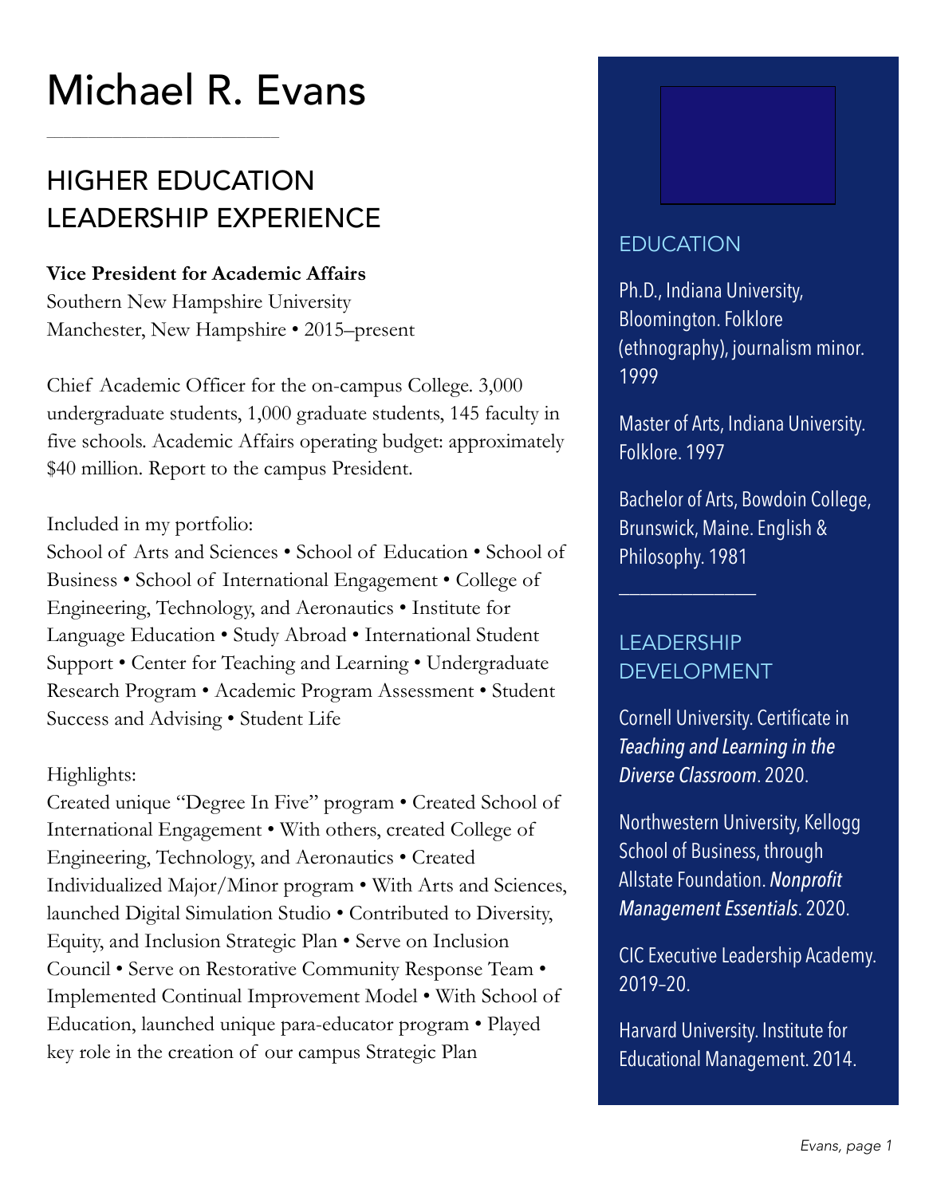# Michael R. Evans

## HIGHER EDUCATION LEADERSHIP EXPERIENCE

**Vice President for Academic Affairs**
Southern New Hampshire University
Manchester, New Hampshire • 2015–present

Chief Academic Officer for the on-campus College. 3,000 undergraduate students, 1,000 graduate students, 145 faculty in five schools. Academic Affairs operating budget: approximately $40 million. Report to the campus President.

Included in my portfolio:
School of Arts and Sciences • School of Education • School of Business • School of International Engagement • College of Engineering, Technology, and Aeronautics • Institute for Language Education • Study Abroad • International Student Support • Center for Teaching and Learning • Undergraduate Research Program • Academic Program Assessment • Student Success and Advising • Student Life

Highlights:
Created unique "Degree In Five" program • Created School of International Engagement • With others, created College of Engineering, Technology, and Aeronautics • Created Individualized Major/Minor program • With Arts and Sciences, launched Digital Simulation Studio • Contributed to Diversity, Equity, and Inclusion Strategic Plan • Serve on Inclusion Council • Serve on Restorative Community Response Team • Implemented Continual Improvement Model • With School of Education, launched unique para-educator program • Played key role in the creation of our campus Strategic Plan

## EDUCATION

Ph.D., Indiana University, Bloomington. Folklore (ethnography), journalism minor. 1999

Master of Arts, Indiana University. Folklore. 1997

Bachelor of Arts, Bowdoin College, Brunswick, Maine. English & Philosophy. 1981

## LEADERSHIP DEVELOPMENT

Cornell University. Certificate in *Teaching and Learning in the Diverse Classroom*. 2020.

Northwestern University, Kellogg School of Business, through Allstate Foundation. *Nonprofit Management Essentials*. 2020.

CIC Executive Leadership Academy. 2019–20.

Harvard University. Institute for Educational Management. 2014.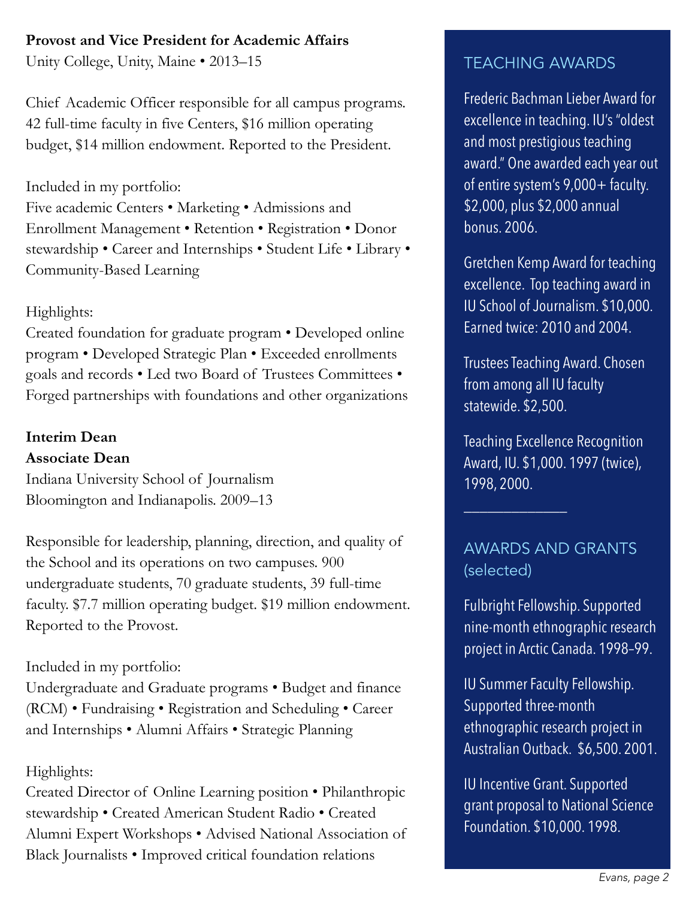**Provost and Vice President for Academic Affairs**
Unity College, Unity, Maine • 2013–15

Chief Academic Officer responsible for all campus programs. 42 full-time faculty in five Centers, $16 million operating budget, $14 million endowment. Reported to the President.

Included in my portfolio:
Five academic Centers • Marketing • Admissions and Enrollment Management • Retention • Registration • Donor stewardship • Career and Internships • Student Life • Library • Community-Based Learning

Highlights:
Created foundation for graduate program • Developed online program • Developed Strategic Plan • Exceeded enrollments goals and records • Led two Board of Trustees Committees • Forged partnerships with foundations and other organizations

**Interim Dean**
**Associate Dean**
Indiana University School of Journalism
Bloomington and Indianapolis. 2009–13

Responsible for leadership, planning, direction, and quality of the School and its operations on two campuses. 900 undergraduate students, 70 graduate students, 39 full-time faculty. $7.7 million operating budget. $19 million endowment. Reported to the Provost.

Included in my portfolio:
Undergraduate and Graduate programs • Budget and finance (RCM) • Fundraising • Registration and Scheduling • Career and Internships • Alumni Affairs • Strategic Planning

Highlights:
Created Director of Online Learning position • Philanthropic stewardship • Created American Student Radio • Created Alumni Expert Workshops • Advised National Association of Black Journalists • Improved critical foundation relations

## TEACHING AWARDS

Frederic Bachman Lieber Award for excellence in teaching. IU's "oldest and most prestigious teaching award." One awarded each year out of entire system's 9,000+ faculty. $2,000, plus $2,000 annual bonus. 2006.

Gretchen Kemp Award for teaching excellence. Top teaching award in IU School of Journalism. $10,000. Earned twice: 2010 and 2004.

Trustees Teaching Award. Chosen from among all IU faculty statewide. $2,500.

Teaching Excellence Recognition Award, IU. $1,000. 1997 (twice), 1998, 2000.

---

## AWARDS AND GRANTS (selected)

Fulbright Fellowship. Supported nine-month ethnographic research project in Arctic Canada. 1998–99.

IU Summer Faculty Fellowship. Supported three-month ethnographic research project in Australian Outback. $6,500. 2001.

IU Incentive Grant. Supported grant proposal to National Science Foundation. $10,000. 1998.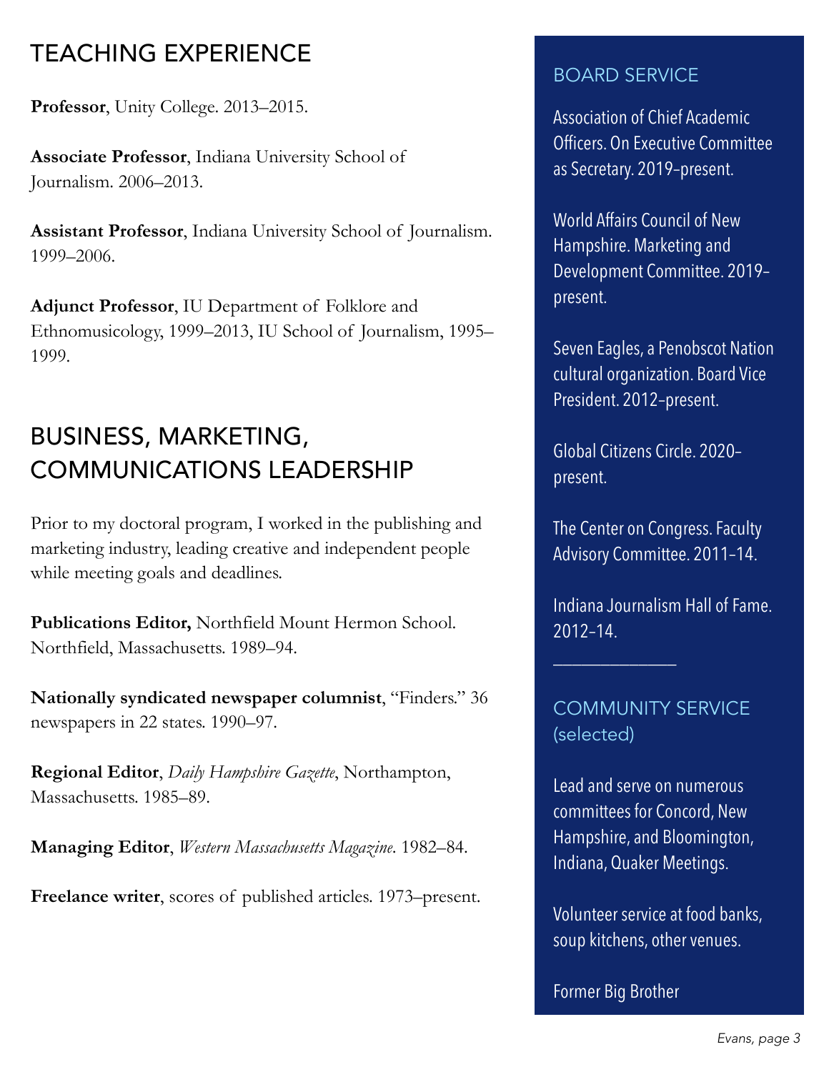## TEACHING EXPERIENCE

**Professor**, Unity College. 2013–2015.

**Associate Professor**, Indiana University School of Journalism. 2006–2013.

**Assistant Professor**, Indiana University School of Journalism. 1999–2006.

**Adjunct Professor**, IU Department of Folklore and Ethnomusicology, 1999–2013, IU School of Journalism, 1995–1999.

## BUSINESS, MARKETING, COMMUNICATIONS LEADERSHIP

Prior to my doctoral program, I worked in the publishing and marketing industry, leading creative and independent people while meeting goals and deadlines.

**Publications Editor,** Northfield Mount Hermon School. Northfield, Massachusetts. 1989–94.

**Nationally syndicated newspaper columnist**, "Finders." 36 newspapers in 22 states. 1990–97.

**Regional Editor**, *Daily Hampshire Gazette*, Northampton, Massachusetts. 1985–89.

**Managing Editor**, *Western Massachusetts Magazine*. 1982–84.

**Freelance writer**, scores of published articles. 1973–present.

## BOARD SERVICE

Association of Chief Academic Officers. On Executive Committee as Secretary. 2019–present.

World Affairs Council of New Hampshire. Marketing and Development Committee. 2019–present.

Seven Eagles, a Penobscot Nation cultural organization. Board Vice President. 2012–present.

Global Citizens Circle. 2020–present.

The Center on Congress. Faculty Advisory Committee. 2011–14.

Indiana Journalism Hall of Fame. 2012–14.

---

## COMMUNITY SERVICE (selected)

Lead and serve on numerous committees for Concord, New Hampshire, and Bloomington, Indiana, Quaker Meetings.

Volunteer service at food banks, soup kitchens, other venues.

Former Big Brother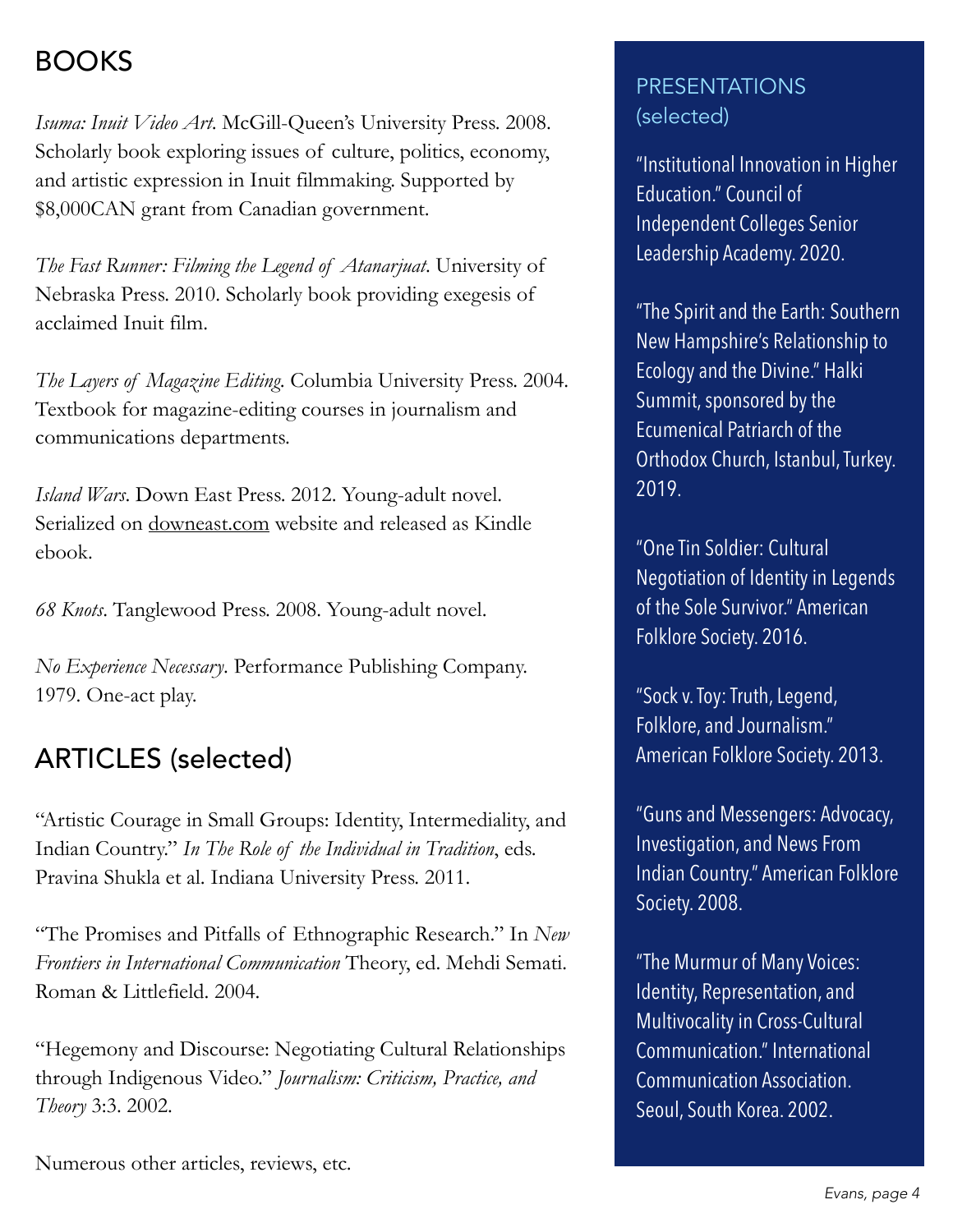## BOOKS

*Isuma: Inuit Video Art*. McGill-Queen's University Press. 2008. Scholarly book exploring issues of culture, politics, economy, and artistic expression in Inuit filmmaking. Supported by $8,000CAN grant from Canadian government.

*The Fast Runner: Filming the Legend of Atanarjuat*. University of Nebraska Press. 2010. Scholarly book providing exegesis of acclaimed Inuit film.

*The Layers of Magazine Editing*. Columbia University Press. 2004. Textbook for magazine-editing courses in journalism and communications departments.

*Island Wars*. Down East Press. 2012. Young-adult novel. Serialized on downeast.com website and released as Kindle ebook.

*68 Knots*. Tanglewood Press. 2008. Young-adult novel.

*No Experience Necessary*. Performance Publishing Company. 1979. One-act play.

## ARTICLES (selected)

"Artistic Courage in Small Groups: Identity, Intermediality, and Indian Country." *In The Role of the Individual in Tradition*, eds. Pravina Shukla et al. Indiana University Press. 2011.

"The Promises and Pitfalls of Ethnographic Research." In *New Frontiers in International Communication* Theory, ed. Mehdi Semati. Roman & Littlefield. 2004.

"Hegemony and Discourse: Negotiating Cultural Relationships through Indigenous Video." *Journalism: Criticism, Practice, and Theory* 3:3. 2002.

Numerous other articles, reviews, etc.

## PRESENTATIONS (selected)

"Institutional Innovation in Higher Education." Council of Independent Colleges Senior Leadership Academy. 2020.

"The Spirit and the Earth: Southern New Hampshire's Relationship to Ecology and the Divine." Halki Summit, sponsored by the Ecumenical Patriarch of the Orthodox Church, Istanbul, Turkey. 2019.

"One Tin Soldier: Cultural Negotiation of Identity in Legends of the Sole Survivor." American Folklore Society. 2016.

"Sock v. Toy: Truth, Legend, Folklore, and Journalism." American Folklore Society. 2013.

"Guns and Messengers: Advocacy, Investigation, and News From Indian Country." American Folklore Society. 2008.

"The Murmur of Many Voices: Identity, Representation, and Multivocality in Cross-Cultural Communication." International Communication Association. Seoul, South Korea. 2002.